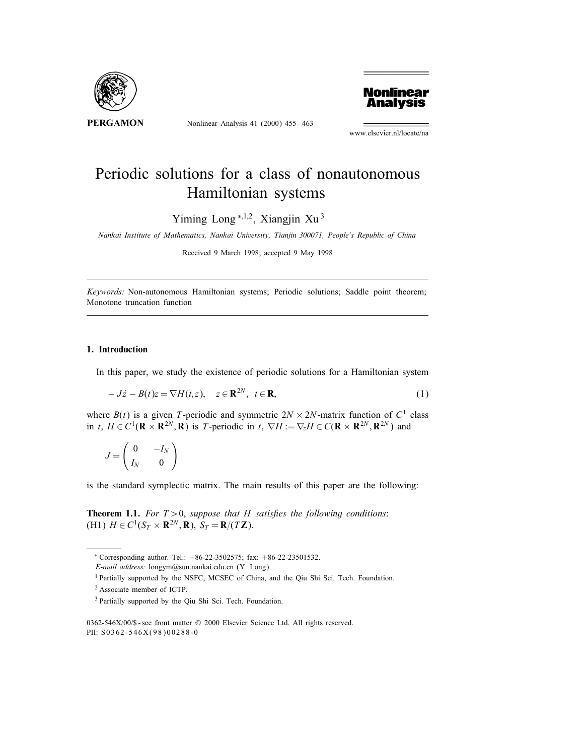# Periodic solutions for a class of nonautonomous Hamiltonian systems

Yiming Long [*,1,2], Xiangjin Xu [3]

*Nankai Institute of Mathematics, Nankai University, Tianjin 300071, People's Republic of China*

Received 9 March 1998; accepted 9 May 1998

---

*Keywords:* Non-autonomous Hamiltonian systems; Periodic solutions; Saddle point theorem; Monotone truncation function

---

## 1. Introduction

In this paper, we study the existence of periodic solutions for a Hamiltonian system

$$-J\dot{z} - B(t)z = \nabla H(t,z), \quad z \in \mathbf{R}^{2N}, \ \ t \in \mathbf{R}, \tag{1}$$

where $B(t)$ is a given $T$-periodic and symmetric $2N \times 2N$-matrix function of $C^1$ class in $t$, $H \in C^1(\mathbf{R} \times \mathbf{R}^{2N}, \mathbf{R})$ is $T$-periodic in $t$, $\nabla H := \nabla_z H \in C(\mathbf{R} \times \mathbf{R}^{2N}, \mathbf{R}^{2N})$ and

$$J = \begin{pmatrix} 0 & -I_N \\ I_N & 0 \end{pmatrix}$$

is the standard symplectic matrix. The main results of this paper are the following:

**Theorem 1.1.** *For $T > 0$, suppose that $H$ satisfies the following conditions*:
(H1) $H \in C^1(S_T \times \mathbf{R}^{2N}, \mathbf{R})$, $S_T = \mathbf{R}/(T\mathbf{Z})$.

---

[*] Corresponding author. Tel.: +86-22-3502575; fax: +86-22-23501532.
*E-mail address:* longym@sun.nankai.edu.cn (Y. Long)

[1] Partially supported by the NSFC, MCSEC of China, and the Qiu Shi Sci. Tech. Foundation.

[2] Associate member of ICTP.

[3] Partially supported by the Qiu Shi Sci. Tech. Foundation.

0362-546X/00/$ - see front matter © 2000 Elsevier Science Ltd. All rights reserved.
PII: S0362-546X(98)00288-0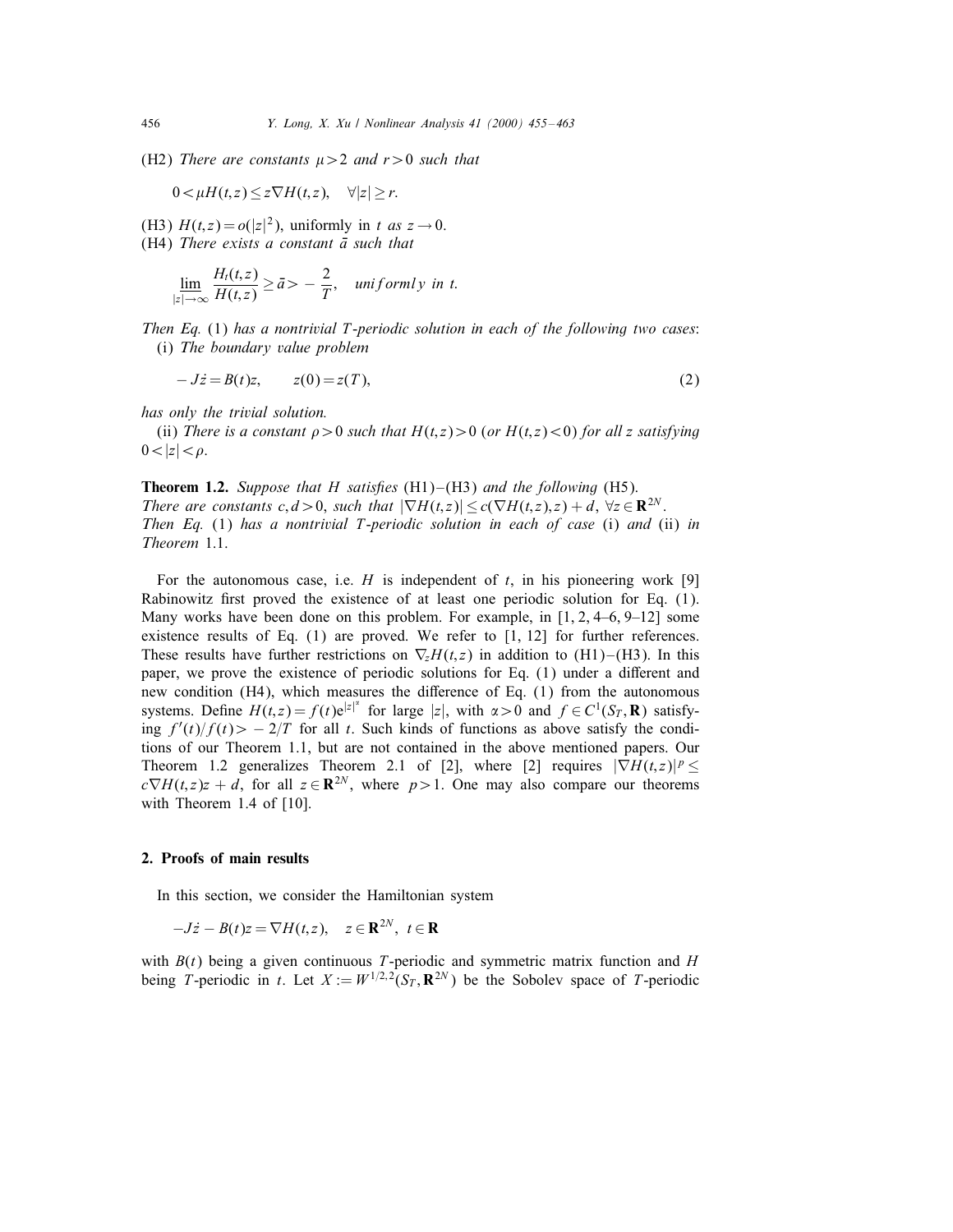(H2) *There are constants* $\mu > 2$ *and* $r > 0$ *such that*

$$0 < \mu H(t,z) \leq z\nabla H(t,z), \quad \forall |z| \geq r.$$

(H3) $H(t,z) = o(|z|^2)$, uniformly in $t$ *as* $z \to 0$.

(H4) *There exists a constant* $\bar{a}$ *such that*

$$\varliminf_{|z|\to\infty} \frac{H_t(t,z)}{H(t,z)} \geq \bar{a} > -\frac{2}{T}, \quad \textit{uniformly in } t.$$

*Then Eq.* (1) *has a nontrivial* $T$*-periodic solution in each of the following two cases*:

(i) *The boundary value problem*

$$-J\dot{z} = B(t)z, \qquad z(0) = z(T), \tag{2}$$

*has only the trivial solution.*

(ii) *There is a constant* $\rho > 0$ *such that* $H(t,z) > 0$ (*or* $H(t,z) < 0$) *for all* $z$ *satisfying* $0 < |z| < \rho$.

**Theorem 1.2.** *Suppose that* $H$ *satisfies* (H1)–(H3) *and the following* (H5).
*There are constants* $c, d > 0$, *such that* $|\nabla H(t,z)| \leq c(\nabla H(t,z), z) + d$, $\forall z \in \mathbf{R}^{2N}$.
*Then Eq.* (1) *has a nontrivial* $T$*-periodic solution in each of case* (i) *and* (ii) *in Theorem* 1.1.

For the autonomous case, i.e. $H$ is independent of $t$, in his pioneering work [9] Rabinowitz first proved the existence of at least one periodic solution for Eq. (1). Many works have been done on this problem. For example, in [1, 2, 4–6, 9–12] some existence results of Eq. (1) are proved. We refer to [1, 12] for further references. These results have further restrictions on $\nabla_z H(t,z)$ in addition to (H1)–(H3). In this paper, we prove the existence of periodic solutions for Eq. (1) under a different and new condition (H4), which measures the difference of Eq. (1) from the autonomous systems. Define $H(t,z) = f(t)e^{|z|^\alpha}$ for large $|z|$, with $\alpha > 0$ and $f \in C^1(S_T, \mathbf{R})$ satisfying $f'(t)/f(t) > -2/T$ for all $t$. Such kinds of functions as above satisfy the conditions of our Theorem 1.1, but are not contained in the above mentioned papers. Our Theorem 1.2 generalizes Theorem 2.1 of [2], where [2] requires $|\nabla H(t,z)|^p \leq c\nabla H(t,z)z + d$, for all $z \in \mathbf{R}^{2N}$, where $p > 1$. One may also compare our theorems with Theorem 1.4 of [10].

## 2. Proofs of main results

In this section, we consider the Hamiltonian system

$$-J\dot{z} - B(t)z = \nabla H(t,z), \quad z \in \mathbf{R}^{2N}, \ t \in \mathbf{R}$$

with $B(t)$ being a given continuous $T$-periodic and symmetric matrix function and $H$ being $T$-periodic in $t$. Let $X := W^{1/2,2}(S_T, \mathbf{R}^{2N})$ be the Sobolev space of $T$-periodic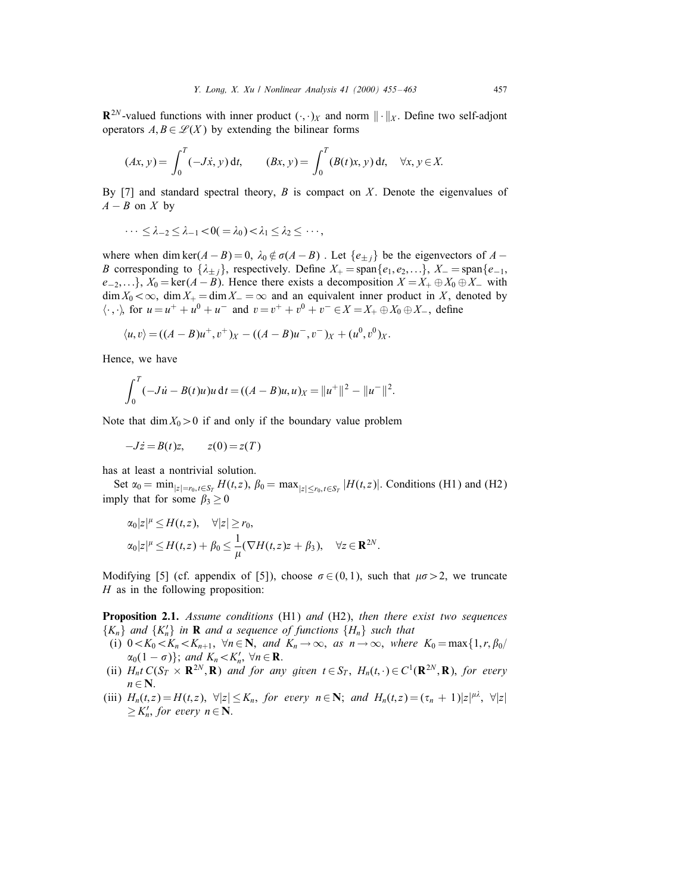$\mathbf{R}^{2N}$-valued functions with inner product $(\cdot,\cdot)_X$ and norm $\|\cdot\|_X$. Define two self-adjont operators $A, B \in \mathscr{L}(X)$ by extending the bilinear forms

$$(Ax, y) = \int_0^T (-J\dot{x}, y)\,\mathrm{d}t, \qquad (Bx, y) = \int_0^T (B(t)x, y)\,\mathrm{d}t, \quad \forall x, y \in X.$$

By [7] and standard spectral theory, $B$ is compact on $X$. Denote the eigenvalues of $A - B$ on $X$ by

$$\cdots \le \lambda_{-2} \le \lambda_{-1} < 0 (= \lambda_0) < \lambda_1 \le \lambda_2 \le \cdots,$$

where when $\dim \ker(A - B) = 0$, $\lambda_0 \notin \sigma(A - B)$. Let $\{e_{\pm j}\}$ be the eigenvectors of $A - B$ corresponding to $\{\lambda_{\pm j}\}$, respectively. Define $X_+ = \mathrm{span}\{e_1, e_2, \ldots\}$, $X_- = \mathrm{span}\{e_{-1}, e_{-2}, \ldots\}$, $X_0 = \ker(A - B)$. Hence there exists a decomposition $X = X_+ \oplus X_0 \oplus X_-$ with $\dim X_0 < \infty$, $\dim X_+ = \dim X_- = \infty$ and an equivalent inner product in $X$, denoted by $\langle \cdot, \cdot \rangle$, for $u = u^+ + u^0 + u^-$ and $v = v^+ + v^0 + v^- \in X = X_+ \oplus X_0 \oplus X_-$, define

$$\langle u, v \rangle = ((A - B)u^+, v^+)_X - ((A - B)u^-, v^-)_X + (u^0, v^0)_X.$$

Hence, we have

$$\int_0^T (-J\dot{u} - B(t)u)u\,\mathrm{d}t = ((A - B)u, u)_X = \|u^+\|^2 - \|u^-\|^2.$$

Note that $\dim X_0 > 0$ if and only if the boundary value problem

$$-J\dot{z} = B(t)z, \qquad z(0) = z(T)$$

has at least a nontrivial solution.

Set $\alpha_0 = \min_{|z| = r_0, t \in S_T} H(t, z)$, $\beta_0 = \max_{|z| \le r_0, t \in S_T} |H(t, z)|$. Conditions (H1) and (H2) imply that for some $\beta_3 \ge 0$

$$\alpha_0 |z|^\mu \le H(t, z), \quad \forall |z| \ge r_0,$$
$$\alpha_0 |z|^\mu \le H(t, z) + \beta_0 \le \frac{1}{\mu}(\nabla H(t, z)z + \beta_3), \quad \forall z \in \mathbf{R}^{2N}.$$

Modifying [5] (cf. appendix of [5]), choose $\sigma \in (0, 1)$, such that $\mu\sigma > 2$, we truncate $H$ as in the following proposition:

**Proposition 2.1.** *Assume conditions* (H1) *and* (H2), *then there exist two sequences* $\{K_n\}$ *and* $\{K_n'\}$ *in* $\mathbf{R}$ *and a sequence of functions* $\{H_n\}$ *such that*

(i) $0 < K_0 < K_n < K_{n+1}$, $\forall n \in \mathbf{N}$, *and* $K_n \to \infty$, *as* $n \to \infty$, *where* $K_0 = \max\{1, r, \beta_0/\alpha_0(1 - \sigma)\}$; *and* $K_n < K_n'$, $\forall n \in \mathbf{R}$.

(ii) $H_n t\, C(S_T \times \mathbf{R}^{2N}, \mathbf{R})$ *and for any given* $t \in S_T$, $H_n(t, \cdot) \in C^1(\mathbf{R}^{2N}, \mathbf{R})$, *for every* $n \in \mathbf{N}$.

(iii) $H_n(t, z) = H(t, z)$, $\forall |z| \le K_n$, *for every* $n \in \mathbf{N}$; *and* $H_n(t, z) = (\tau_n + 1)|z|^{\mu\lambda}$, $\forall |z| \ge K_n'$, *for every* $n \in \mathbf{N}$.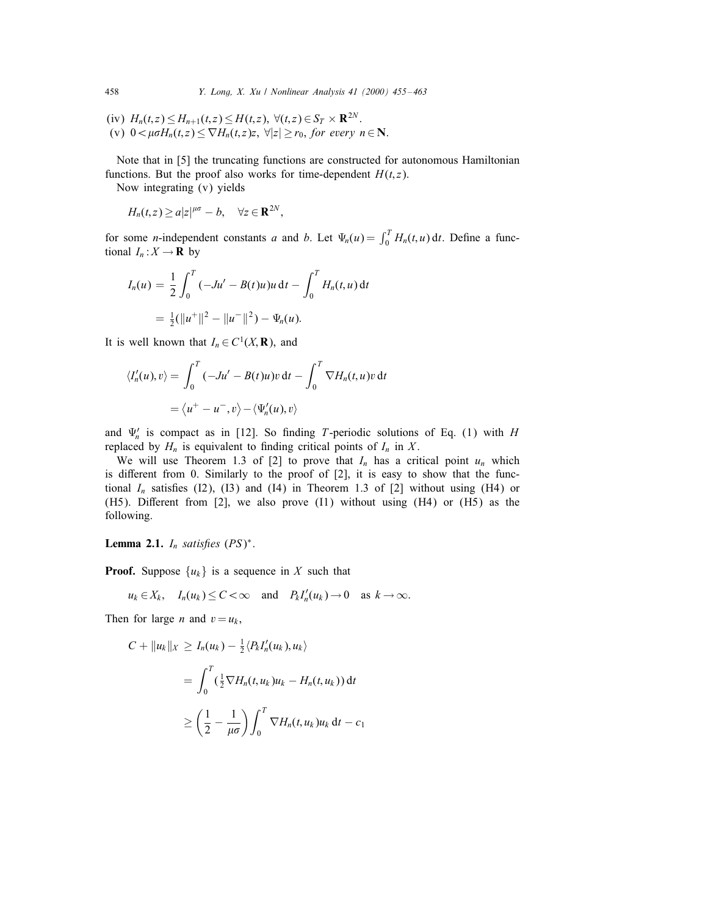(iv) $H_n(t,z) \le H_{n+1}(t,z) \le H(t,z)$, $\forall (t,z) \in S_T \times \mathbf{R}^{2N}$.
(v) $0 < \mu\sigma H_n(t,z) \le \nabla H_n(t,z)z$, $\forall |z| \ge r_0$, *for every* $n \in \mathbf{N}$.

Note that in [5] the truncating functions are constructed for autonomous Hamiltonian functions. But the proof also works for time-dependent $H(t,z)$.

Now integrating (v) yields

$$H_n(t,z) \ge a|z|^{\mu\sigma} - b, \quad \forall z \in \mathbf{R}^{2N},$$

for some $n$-independent constants $a$ and $b$. Let $\Psi_n(u) = \int_0^T H_n(t,u)\,\mathrm{d}t$. Define a functional $I_n : X \to \mathbf{R}$ by

$$\begin{aligned} I_n(u) &= \frac{1}{2}\int_0^T (-Ju' - B(t)u)u\,\mathrm{d}t - \int_0^T H_n(t,u)\,\mathrm{d}t \\ &= \tfrac{1}{2}(\|u^+\|^2 - \|u^-\|^2) - \Psi_n(u). \end{aligned}$$

It is well known that $I_n \in C^1(X,\mathbf{R})$, and

$$\begin{aligned} \langle I_n'(u), v\rangle &= \int_0^T (-Ju' - B(t)u)v\,\mathrm{d}t - \int_0^T \nabla H_n(t,u)v\,\mathrm{d}t \\ &= \langle u^+ - u^-, v\rangle - \langle \Psi_n'(u), v\rangle \end{aligned}$$

and $\Psi_n'$ is compact as in [12]. So finding $T$-periodic solutions of Eq. (1) with $H$ replaced by $H_n$ is equivalent to finding critical points of $I_n$ in $X$.

We will use Theorem 1.3 of [2] to prove that $I_n$ has a critical point $u_n$ which is different from 0. Similarly to the proof of [2], it is easy to show that the functional $I_n$ satisfies (I2), (I3) and (I4) in Theorem 1.3 of [2] without using (H4) or (H5). Different from [2], we also prove (I1) without using (H4) or (H5) as the following.

**Lemma 2.1.** *$I_n$ satisfies $(PS)^*$.*

**Proof.** Suppose $\{u_k\}$ is a sequence in $X$ such that

$$u_k \in X_k, \quad I_n(u_k) \le C < \infty \quad \text{and} \quad P_k I_n'(u_k) \to 0 \quad \text{as } k \to \infty.$$

Then for large $n$ and $v = u_k$,

$$\begin{aligned} C + \|u_k\|_X &\ge I_n(u_k) - \tfrac{1}{2}\langle P_k I_n'(u_k), u_k\rangle \\ &= \int_0^T (\tfrac{1}{2}\nabla H_n(t,u_k)u_k - H_n(t,u_k))\,\mathrm{d}t \\ &\ge \left(\frac{1}{2} - \frac{1}{\mu\sigma}\right)\int_0^T \nabla H_n(t,u_k)u_k\,\mathrm{d}t - c_1 \end{aligned}$$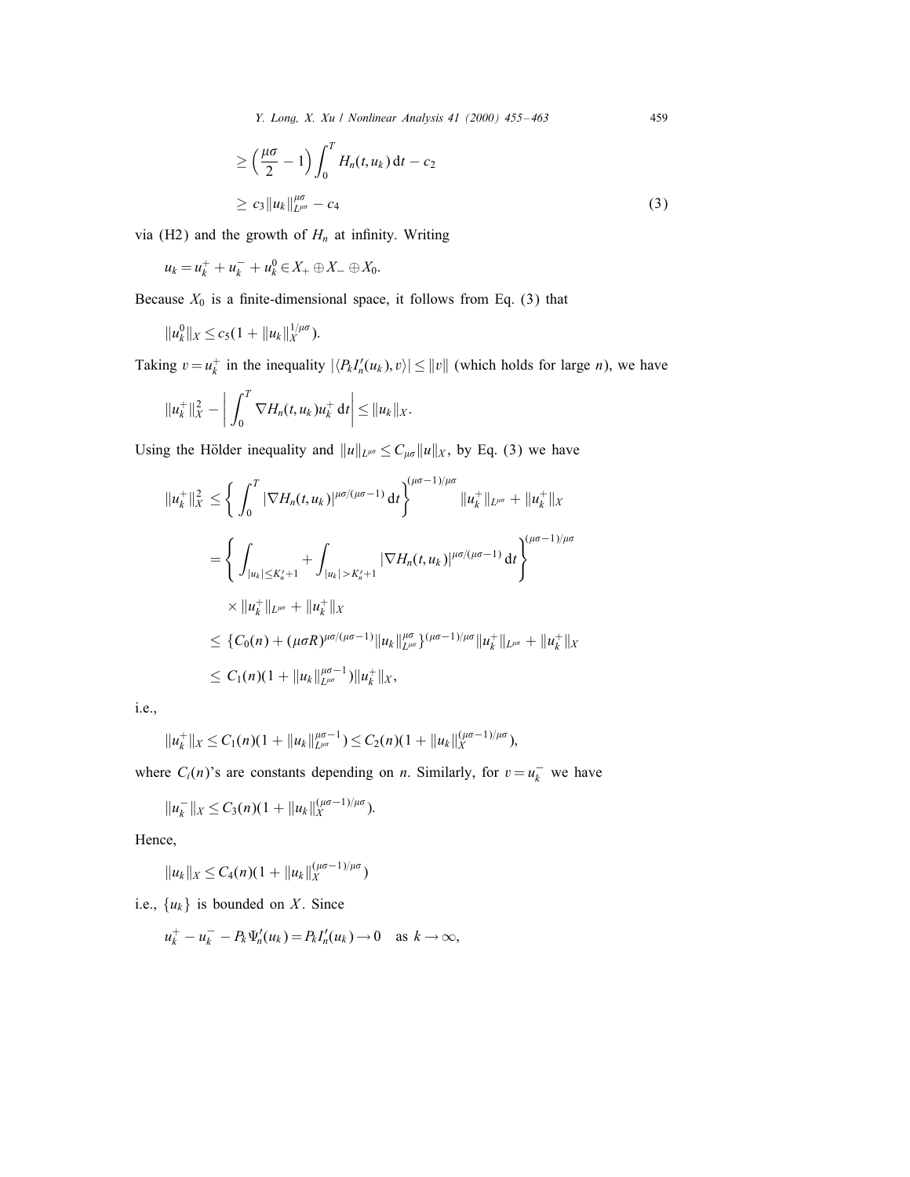$$
\begin{aligned}
&\geq \left(\frac{\mu\sigma}{2}-1\right)\int_0^T H_n(t,u_k)\,\mathrm{d}t - c_2 \\
&\geq c_3\|u_k\|_{L^{\mu\sigma}}^{\mu\sigma} - c_4
\end{aligned} \tag{3}
$$

via (H2) and the growth of $H_n$ at infinity. Writing

$$u_k = u_k^+ + u_k^- + u_k^0 \in X_+ \oplus X_- \oplus X_0.$$

Because $X_0$ is a finite-dimensional space, it follows from Eq. (3) that

$$\|u_k^0\|_X \leq c_5(1+\|u_k\|_X^{1/\mu\sigma}).$$

Taking $v = u_k^+$ in the inequality $|\langle P_k I_n'(u_k), v\rangle| \leq \|v\|$ (which holds for large $n$), we have

$$\|u_k^+\|_X^2 - \left|\int_0^T \nabla H_n(t,u_k)u_k^+\,\mathrm{d}t\right| \leq \|u_k\|_X.$$

Using the Hölder inequality and $\|u\|_{L^{\mu\sigma}} \leq C_{\mu\sigma}\|u\|_X$, by Eq. (3) we have

$$
\begin{aligned}
\|u_k^+\|_X^2 &\leq \left\{\int_0^T |\nabla H_n(t,u_k)|^{\mu\sigma/(\mu\sigma-1)}\,\mathrm{d}t\right\}^{(\mu\sigma-1)/\mu\sigma}\|u_k^+\|_{L^{\mu\sigma}} + \|u_k^+\|_X \\
&= \left\{\int_{|u_k|\leq K_n'+1} + \int_{|u_k|>K_n'+1} |\nabla H_n(t,u_k)|^{\mu\sigma/(\mu\sigma-1)}\,\mathrm{d}t\right\}^{(\mu\sigma-1)/\mu\sigma} \\
&\quad \times \|u_k^+\|_{L^{\mu\sigma}} + \|u_k^+\|_X \\
&\leq \{C_0(n) + (\mu\sigma R)^{\mu\sigma/(\mu\sigma-1)}\|u_k\|_{L^{\mu\sigma}}^{\mu\sigma}\}^{(\mu\sigma-1)/\mu\sigma}\|u_k^+\|_{L^{\mu\sigma}} + \|u_k^+\|_X \\
&\leq C_1(n)(1+\|u_k\|_{L^{\mu\sigma}}^{\mu\sigma-1})\|u_k^+\|_X,
\end{aligned}
$$

i.e.,

$$\|u_k^+\|_X \leq C_1(n)(1+\|u_k\|_{L^{\mu\sigma}}^{\mu\sigma-1}) \leq C_2(n)(1+\|u_k\|_X^{(\mu\sigma-1)/\mu\sigma}),$$

where $C_i(n)$'s are constants depending on $n$. Similarly, for $v = u_k^-$ we have

$$\|u_k^-\|_X \leq C_3(n)(1+\|u_k\|_X^{(\mu\sigma-1)/\mu\sigma}).$$

Hence,

$$\|u_k\|_X \leq C_4(n)(1+\|u_k\|_X^{(\mu\sigma-1)/\mu\sigma})$$

i.e., $\{u_k\}$ is bounded on $X$. Since

$$u_k^+ - u_k^- - P_k\Psi_n'(u_k) = P_k I_n'(u_k) \to 0 \quad \text{as } k\to\infty,$$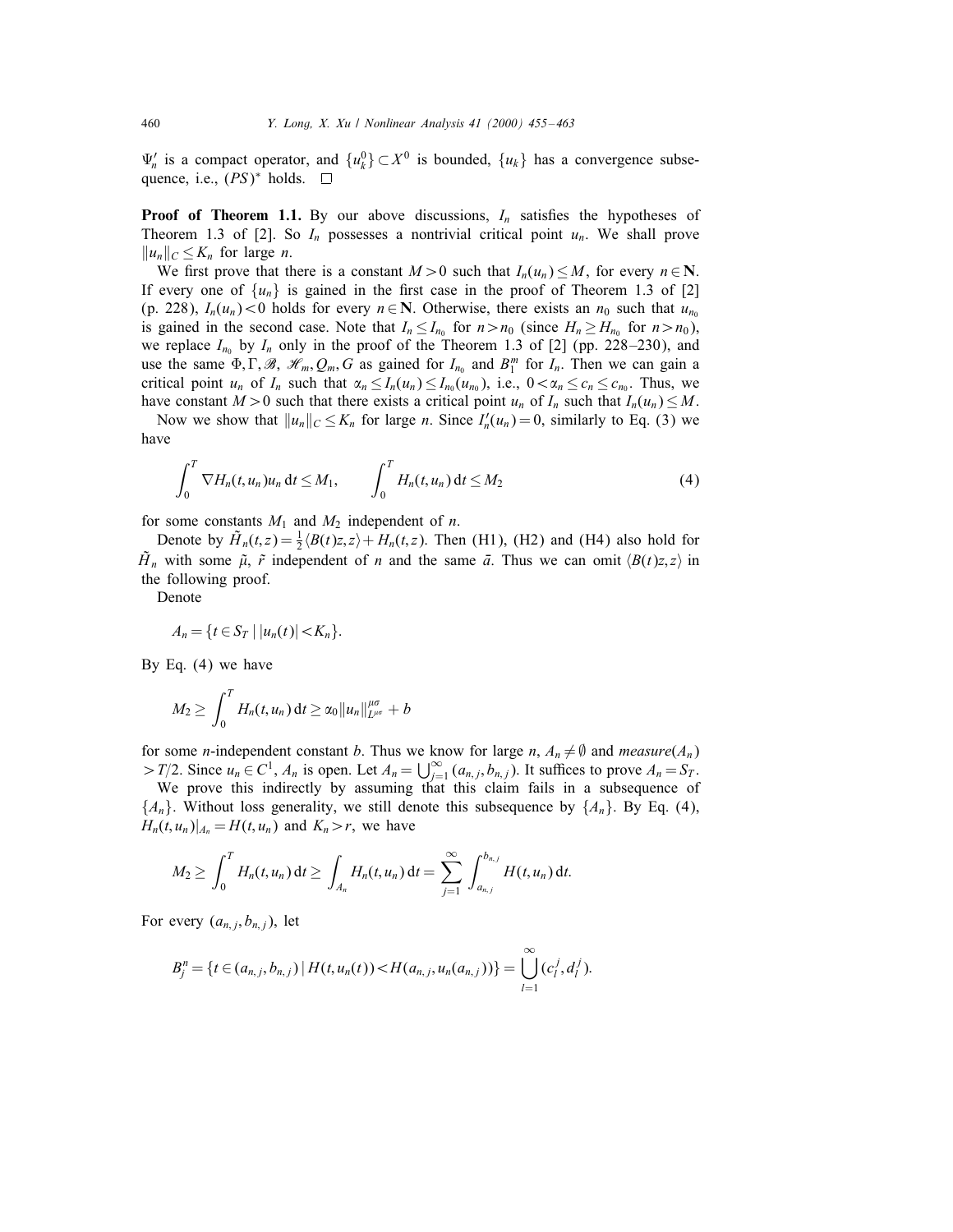$\Psi_n'$ is a compact operator, and $\{u_k^0\} \subset X^0$ is bounded, $\{u_k\}$ has a convergence subsequence, i.e., $(PS)^*$ holds. $\square$

**Proof of Theorem 1.1.** By our above discussions, $I_n$ satisfies the hypotheses of Theorem 1.3 of [2]. So $I_n$ possesses a nontrivial critical point $u_n$. We shall prove $\|u_n\|_C \le K_n$ for large $n$.

We first prove that there is a constant $M > 0$ such that $I_n(u_n) \le M$, for every $n \in \mathbf{N}$. If every one of $\{u_n\}$ is gained in the first case in the proof of Theorem 1.3 of [2] (p. 228), $I_n(u_n) < 0$ holds for every $n \in \mathbf{N}$. Otherwise, there exists an $n_0$ such that $u_{n_0}$ is gained in the second case. Note that $I_n \le I_{n_0}$ for $n > n_0$ (since $H_n \ge H_{n_0}$ for $n > n_0$), we replace $I_{n_0}$ by $I_n$ only in the proof of the Theorem 1.3 of [2] (pp. 228–230), and use the same $\Phi, \Gamma, \mathscr{B}, \mathscr{H}_m, Q_m, G$ as gained for $I_{n_0}$ and $B_1^m$ for $I_n$. Then we can gain a critical point $u_n$ of $I_n$ such that $\alpha_n \le I_n(u_n) \le I_{n_0}(u_{n_0})$, i.e., $0 < \alpha_n \le c_n \le c_{n_0}$. Thus, we have constant $M > 0$ such that there exists a critical point $u_n$ of $I_n$ such that $I_n(u_n) \le M$.

Now we show that $\|u_n\|_C \le K_n$ for large $n$. Since $I_n'(u_n) = 0$, similarly to Eq. (3) we have

$$\int_0^T \nabla H_n(t, u_n) u_n \, \mathrm{d}t \le M_1, \qquad \int_0^T H_n(t, u_n) \, \mathrm{d}t \le M_2 \tag{4}$$

for some constants $M_1$ and $M_2$ independent of $n$.

Denote by $\tilde{H}_n(t, z) = \frac{1}{2}\langle B(t)z, z\rangle + H_n(t, z)$. Then (H1), (H2) and (H4) also hold for $\tilde{H}_n$ with some $\tilde{\mu}$, $\tilde{r}$ independent of $n$ and the same $\bar{a}$. Thus we can omit $\langle B(t)z, z\rangle$ in the following proof.

Denote

$$A_n = \{t \in S_T \mid |u_n(t)| < K_n\}.$$

By Eq. (4) we have

$$M_2 \ge \int_0^T H_n(t, u_n) \, \mathrm{d}t \ge \alpha_0 \|u_n\|_{L^{\mu\sigma}}^{\mu\sigma} + b$$

for some $n$-independent constant $b$. Thus we know for large $n$, $A_n \ne \emptyset$ and *measure*$(A_n) > T/2$. Since $u_n \in C^1$, $A_n$ is open. Let $A_n = \bigcup_{j=1}^{\infty} (a_{n,j}, b_{n,j})$. It suffices to prove $A_n = S_T$.

We prove this indirectly by assuming that this claim fails in a subsequence of $\{A_n\}$. Without loss generality, we still denote this subsequence by $\{A_n\}$. By Eq. (4), $H_n(t, u_n)|_{A_n} = H(t, u_n)$ and $K_n > r$, we have

$$M_2 \ge \int_0^T H_n(t, u_n) \, \mathrm{d}t \ge \int_{A_n} H_n(t, u_n) \, \mathrm{d}t = \sum_{j=1}^{\infty} \int_{a_{n,j}}^{b_{n,j}} H(t, u_n) \, \mathrm{d}t.$$

For every $(a_{n,j}, b_{n,j})$, let

$$B_j^n = \{t \in (a_{n,j}, b_{n,j}) \mid H(t, u_n(t)) < H(a_{n,j}, u_n(a_{n,j}))\} = \bigcup_{l=1}^{\infty} (c_l^j, d_l^j).$$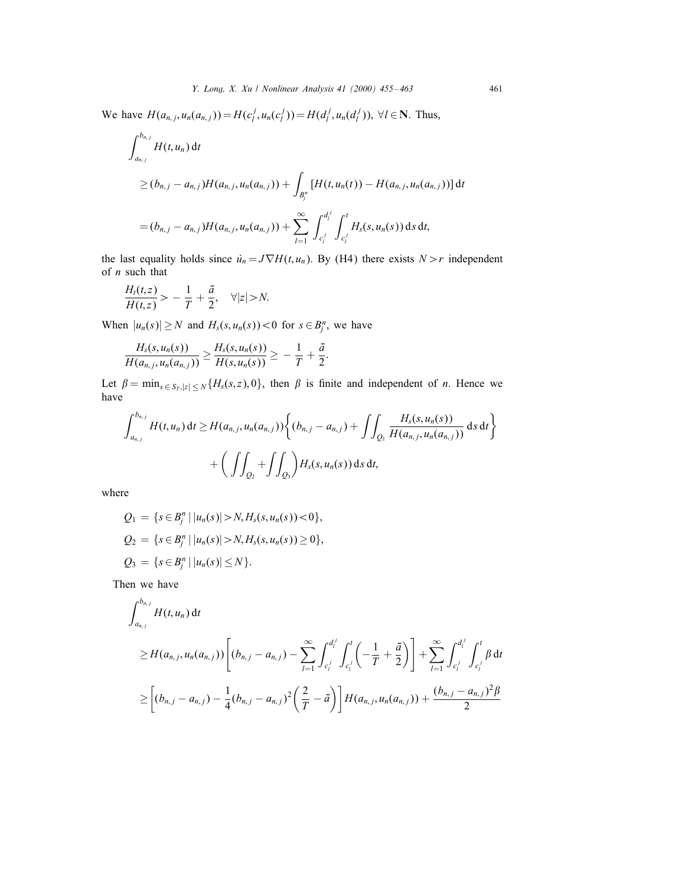We have $H(a_{n,j}, u_n(a_{n,j})) = H(c_l^j, u_n(c_l^j)) = H(d_l^j, u_n(d_l^j))$, $\forall l \in \mathbf{N}$. Thus,

$$
\begin{aligned}
&\int_{a_{n,j}}^{b_{n,j}} H(t, u_n)\, \mathrm{d}t \\
&\quad \geq (b_{n,j} - a_{n,j}) H(a_{n,j}, u_n(a_{n,j})) + \int_{B_j^n} [H(t, u_n(t)) - H(a_{n,j}, u_n(a_{n,j}))]\, \mathrm{d}t \\
&\quad = (b_{n,j} - a_{n,j}) H(a_{n,j}, u_n(a_{n,j})) + \sum_{l=1}^{\infty} \int_{c_l^j}^{d_l^j} \int_{c_l^j}^{t} H_s(s, u_n(s))\, \mathrm{d}s\, \mathrm{d}t,
\end{aligned}
$$

the last equality holds since $\dot{u}_n = J\nabla H(t, u_n)$. By (H4) there exists $N > r$ independent of $n$ such that

$$
\frac{H_t(t,z)}{H(t,z)} > -\frac{1}{T} + \frac{\bar{a}}{2}, \quad \forall |z| > N.
$$

When $|u_n(s)| \geq N$ and $H_s(s, u_n(s)) < 0$ for $s \in B_j^n$, we have

$$
\frac{H_s(s, u_n(s))}{H(a_{n,j}, u_n(a_{n,j}))} \geq \frac{H_s(s, u_n(s))}{H(s, u_n(s))} \geq -\frac{1}{T} + \frac{\bar{a}}{2}.
$$

Let $\beta = \min_{s \in S_T, |z| \leq N} \{H_s(s,z), 0\}$, then $\beta$ is finite and independent of $n$. Hence we have

$$
\begin{aligned}
\int_{a_{n,j}}^{b_{n,j}} H(t, u_n)\, \mathrm{d}t \geq{}& H(a_{n,j}, u_n(a_{n,j})) \left\{ (b_{n,j} - a_{n,j}) + \iint_{Q_1} \frac{H_s(s, u_n(s))}{H(a_{n,j}, u_n(a_{n,j}))}\, \mathrm{d}s\, \mathrm{d}t \right\} \\
&+ \left( \iint_{Q_2} + \iint_{Q_3} \right) H_s(s, u_n(s))\, \mathrm{d}s\, \mathrm{d}t,
\end{aligned}
$$

where

$$
\begin{aligned}
Q_1 &= \{ s \in B_j^n \mid |u_n(s)| > N, H_s(s, u_n(s)) < 0 \}, \\
Q_2 &= \{ s \in B_j^n \mid |u_n(s)| > N, H_s(s, u_n(s)) \geq 0 \}, \\
Q_3 &= \{ s \in B_j^n \mid |u_n(s)| \leq N \}.
\end{aligned}
$$

Then we have

$$
\begin{aligned}
&\int_{a_{n,j}}^{b_{n,j}} H(t, u_n)\, \mathrm{d}t \\
&\quad \geq H(a_{n,j}, u_n(a_{n,j})) \left[ (b_{n,j} - a_{n,j}) - \sum_{l=1}^{\infty} \int_{c_l^j}^{d_l^j} \int_{c_l^j}^{t} \left( -\frac{1}{T} + \frac{\bar{a}}{2} \right) \right] + \sum_{l=1}^{\infty} \int_{c_l^j}^{d_l^j} \int_{c_l^j}^{t} \beta\, \mathrm{d}t \\
&\quad \geq \left[ (b_{n,j} - a_{n,j}) - \frac{1}{4} (b_{n,j} - a_{n,j})^2 \left( \frac{2}{T} - \bar{a} \right) \right] H(a_{n,j}, u_n(a_{n,j})) + \frac{(b_{n,j} - a_{n,j})^2 \beta}{2}
\end{aligned}
$$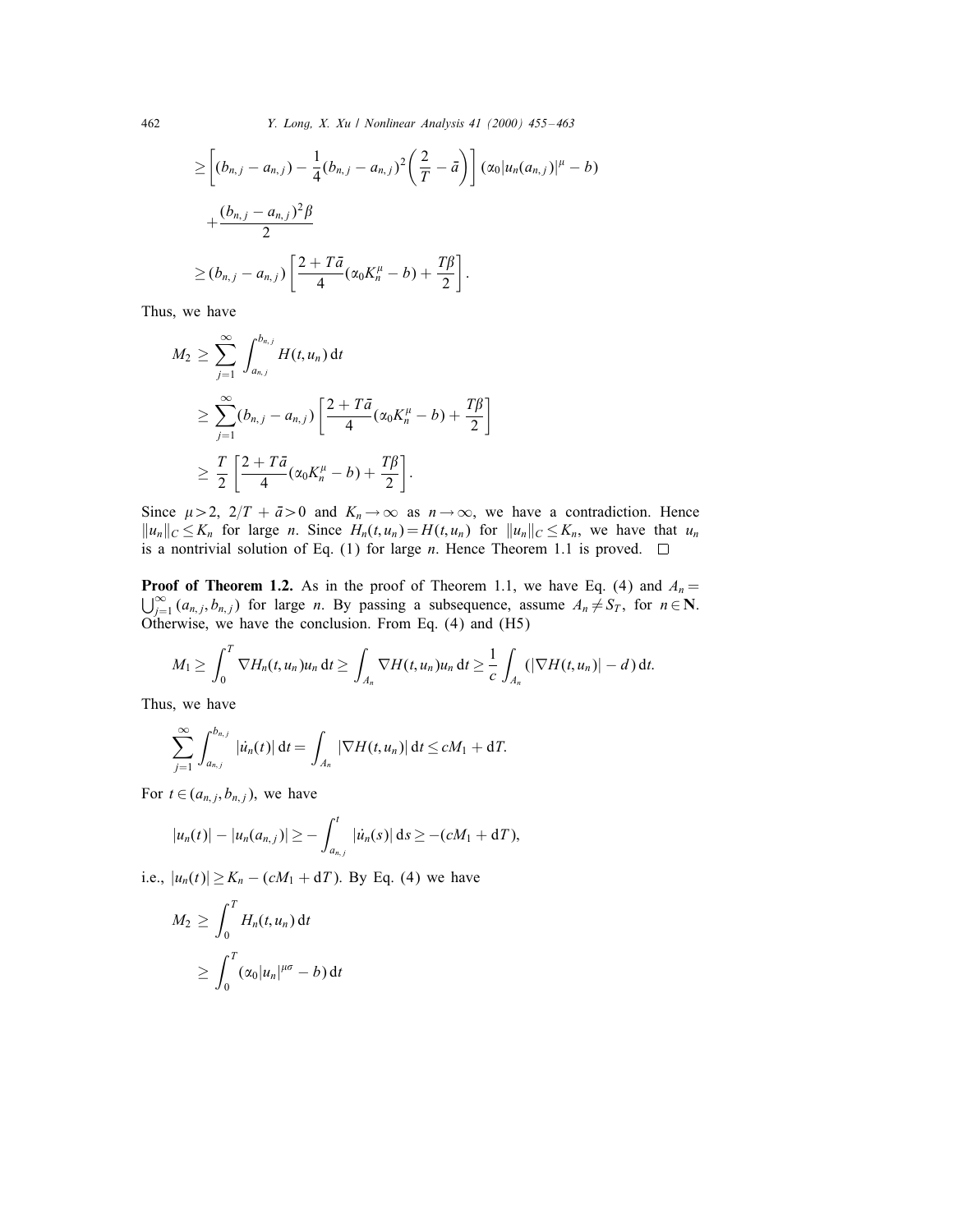$$
\geq \left[ (b_{n,j} - a_{n,j}) - \frac{1}{4}(b_{n,j} - a_{n,j})^2 \left( \frac{2}{T} - \bar{a} \right) \right] (\alpha_0 |u_n(a_{n,j})|^\mu - b)
$$

$$
+ \frac{(b_{n,j} - a_{n,j})^2 \beta}{2}
$$

$$
\geq (b_{n,j} - a_{n,j}) \left[ \frac{2 + T\bar{a}}{4} (\alpha_0 K_n^\mu - b) + \frac{T\beta}{2} \right].
$$

Thus, we have

$$
\begin{aligned}
M_2 &\geq \sum_{j=1}^{\infty} \int_{a_{n,j}}^{b_{n,j}} H(t, u_n) \, \mathrm{d}t \\
&\geq \sum_{j=1}^{\infty} (b_{n,j} - a_{n,j}) \left[ \frac{2 + T\bar{a}}{4} (\alpha_0 K_n^\mu - b) + \frac{T\beta}{2} \right] \\
&\geq \frac{T}{2} \left[ \frac{2 + T\bar{a}}{4} (\alpha_0 K_n^\mu - b) + \frac{T\beta}{2} \right].
\end{aligned}
$$

Since $\mu > 2$, $2/T + \bar{a} > 0$ and $K_n \to \infty$ as $n \to \infty$, we have a contradiction. Hence $\|u_n\|_C \leq K_n$ for large $n$. Since $H_n(t, u_n) = H(t, u_n)$ for $\|u_n\|_C \leq K_n$, we have that $u_n$ is a nontrivial solution of Eq. (1) for large $n$. Hence Theorem 1.1 is proved. $\square$

**Proof of Theorem 1.2.** As in the proof of Theorem 1.1, we have Eq. (4) and $A_n = \bigcup_{j=1}^{\infty} (a_{n,j}, b_{n,j})$ for large $n$. By passing a subsequence, assume $A_n \neq S_T$, for $n \in \mathbf{N}$. Otherwise, we have the conclusion. From Eq. (4) and (H5)

$$
M_1 \geq \int_0^T \nabla H_n(t, u_n) u_n \, \mathrm{d}t \geq \int_{A_n} \nabla H(t, u_n) u_n \, \mathrm{d}t \geq \frac{1}{c} \int_{A_n} (|\nabla H(t, u_n)| - d) \, \mathrm{d}t.
$$

Thus, we have

$$
\sum_{j=1}^{\infty} \int_{a_{n,j}}^{b_{n,j}} |\dot{u}_n(t)| \, \mathrm{d}t = \int_{A_n} |\nabla H(t, u_n)| \, \mathrm{d}t \leq cM_1 + \mathrm{d}T.
$$

For $t \in (a_{n,j}, b_{n,j})$, we have

$$
|u_n(t)| - |u_n(a_{n,j})| \geq - \int_{a_{n,j}}^{t} |\dot{u}_n(s)| \, \mathrm{d}s \geq -(cM_1 + \mathrm{d}T),
$$

i.e., $|u_n(t)| \geq K_n - (cM_1 + \mathrm{d}T)$. By Eq. (4) we have

$$
\begin{aligned}
M_2 &\geq \int_0^T H_n(t, u_n) \, \mathrm{d}t \\
&\geq \int_0^T (\alpha_0 |u_n|^{\mu\sigma} - b) \, \mathrm{d}t
\end{aligned}
$$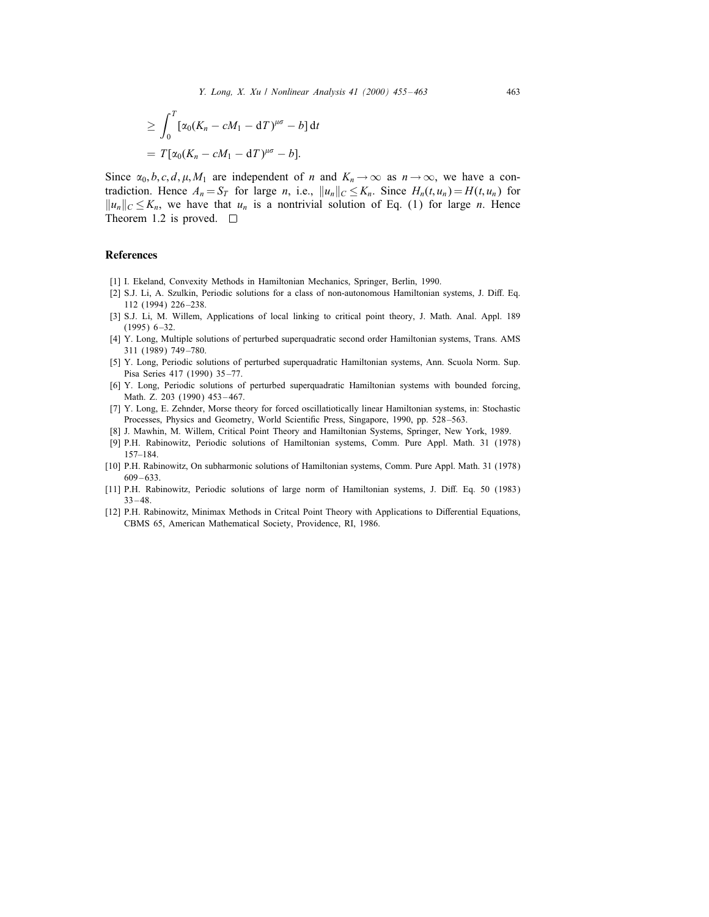$$\geq \int_0^T [\alpha_0(K_n - cM_1 - \mathrm{d}T)^{\mu\sigma} - b]\,\mathrm{d}t$$
$$= T[\alpha_0(K_n - cM_1 - \mathrm{d}T)^{\mu\sigma} - b].$$

Since $\alpha_0, b, c, d, \mu, M_1$ are independent of $n$ and $K_n \to \infty$ as $n \to \infty$, we have a contradiction. Hence $A_n = S_T$ for large $n$, i.e., $\|u_n\|_C \leq K_n$. Since $H_n(t, u_n) = H(t, u_n)$ for $\|u_n\|_C \leq K_n$, we have that $u_n$ is a nontrivial solution of Eq. (1) for large $n$. Hence Theorem 1.2 is proved. □

## References

[1] I. Ekeland, Convexity Methods in Hamiltonian Mechanics, Springer, Berlin, 1990.

[2] S.J. Li, A. Szulkin, Periodic solutions for a class of non-autonomous Hamiltonian systems, J. Diff. Eq. 112 (1994) 226–238.

[3] S.J. Li, M. Willem, Applications of local linking to critical point theory, J. Math. Anal. Appl. 189 (1995) 6–32.

[4] Y. Long, Multiple solutions of perturbed superquadratic second order Hamiltonian systems, Trans. AMS 311 (1989) 749–780.

[5] Y. Long, Periodic solutions of perturbed superquadratic Hamiltonian systems, Ann. Scuola Norm. Sup. Pisa Series 417 (1990) 35–77.

[6] Y. Long, Periodic solutions of perturbed superquadratic Hamiltonian systems with bounded forcing, Math. Z. 203 (1990) 453–467.

[7] Y. Long, E. Zehnder, Morse theory for forced oscillatiotically linear Hamiltonian systems, in: Stochastic Processes, Physics and Geometry, World Scientific Press, Singapore, 1990, pp. 528–563.

[8] J. Mawhin, M. Willem, Critical Point Theory and Hamiltonian Systems, Springer, New York, 1989.

[9] P.H. Rabinowitz, Periodic solutions of Hamiltonian systems, Comm. Pure Appl. Math. 31 (1978) 157–184.

[10] P.H. Rabinowitz, On subharmonic solutions of Hamiltonian systems, Comm. Pure Appl. Math. 31 (1978) 609–633.

[11] P.H. Rabinowitz, Periodic solutions of large norm of Hamiltonian systems, J. Diff. Eq. 50 (1983) 33–48.

[12] P.H. Rabinowitz, Minimax Methods in Critcal Point Theory with Applications to Differential Equations, CBMS 65, American Mathematical Society, Providence, RI, 1986.